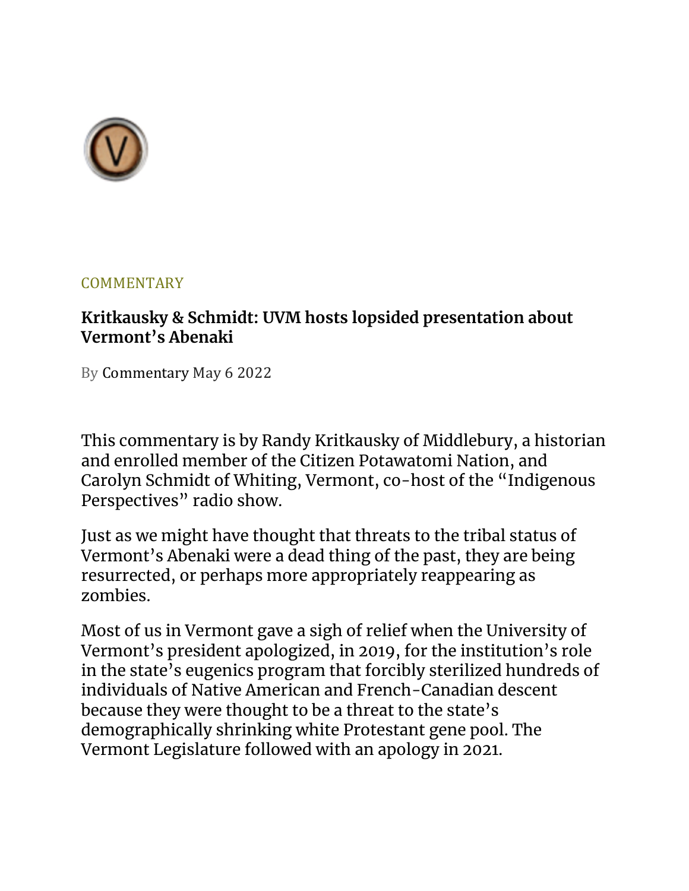COMMENTARY

# Kritkausky & Schmidt: UVM hosts lopsided presentation about Vermont's Abenaki

By Commentary May 6 2022

This commentary is by Randy Kritkausky of Middlebury, a historian and enrolled member of the Citizen Potawatomi Nation, and Carolyn Schmidt of Whiting, Vermont, co-host of the "Indigenous Perspectives" radio show.

Just as we might have thought that threats to the tribal status of Vermont's Abenaki were a dead thing of the past, they are being resurrected, or perhaps more appropriately reappearing as zombies.

Most of us in Vermont gave a sigh of relief when the University of Vermont's president apologized, in 2019, for the institution's role in the state's eugenics program that forcibly sterilized hundreds of individuals of Native American and French-Canadian descent because they were thought to be a threat to the state's demographically shrinking white Protestant gene pool. The Vermont Legislature followed with an apology in 2021.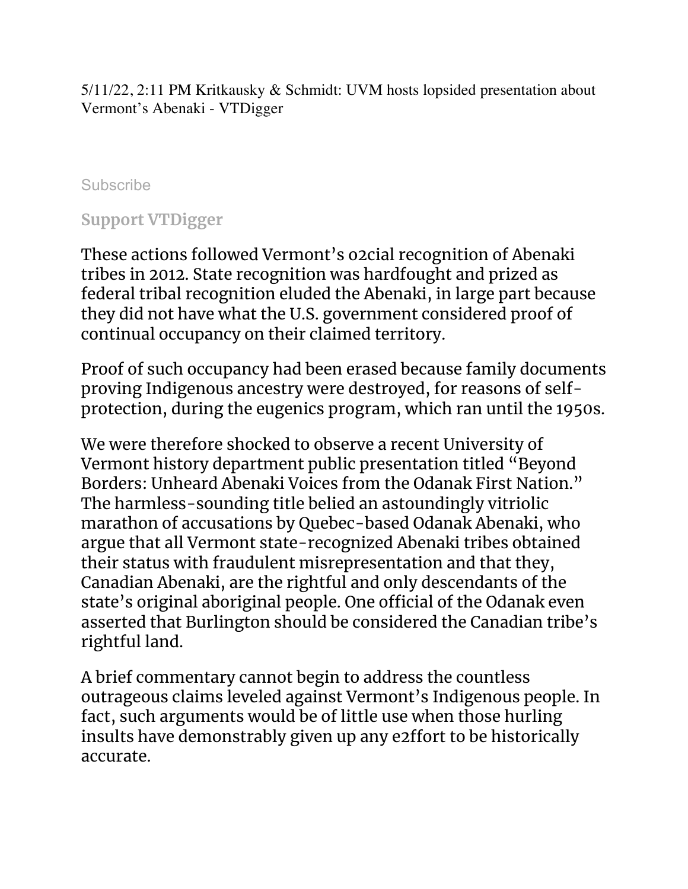Subscribe

**Support VTDigger**

These actions followed Vermont's o2cial recognition of Abenaki tribes in 2012. State recognition was hardfought and prized as federal tribal recognition eluded the Abenaki, in large part because they did not have what the U.S. government considered proof of continual occupancy on their claimed territory.

Proof of such occupancy had been erased because family documents proving Indigenous ancestry were destroyed, for reasons of self-protection, during the eugenics program, which ran until the 1950s.

We were therefore shocked to observe a recent University of Vermont history department public presentation titled "Beyond Borders: Unheard Abenaki Voices from the Odanak First Nation." The harmless-sounding title belied an astoundingly vitriolic marathon of accusations by Quebec-based Odanak Abenaki, who argue that all Vermont state-recognized Abenaki tribes obtained their status with fraudulent misrepresentation and that they, Canadian Abenaki, are the rightful and only descendants of the state's original aboriginal people. One official of the Odanak even asserted that Burlington should be considered the Canadian tribe's rightful land.

A brief commentary cannot begin to address the countless outrageous claims leveled against Vermont's Indigenous people. In fact, such arguments would be of little use when those hurling insults have demonstrably given up any e2ffort to be historically accurate.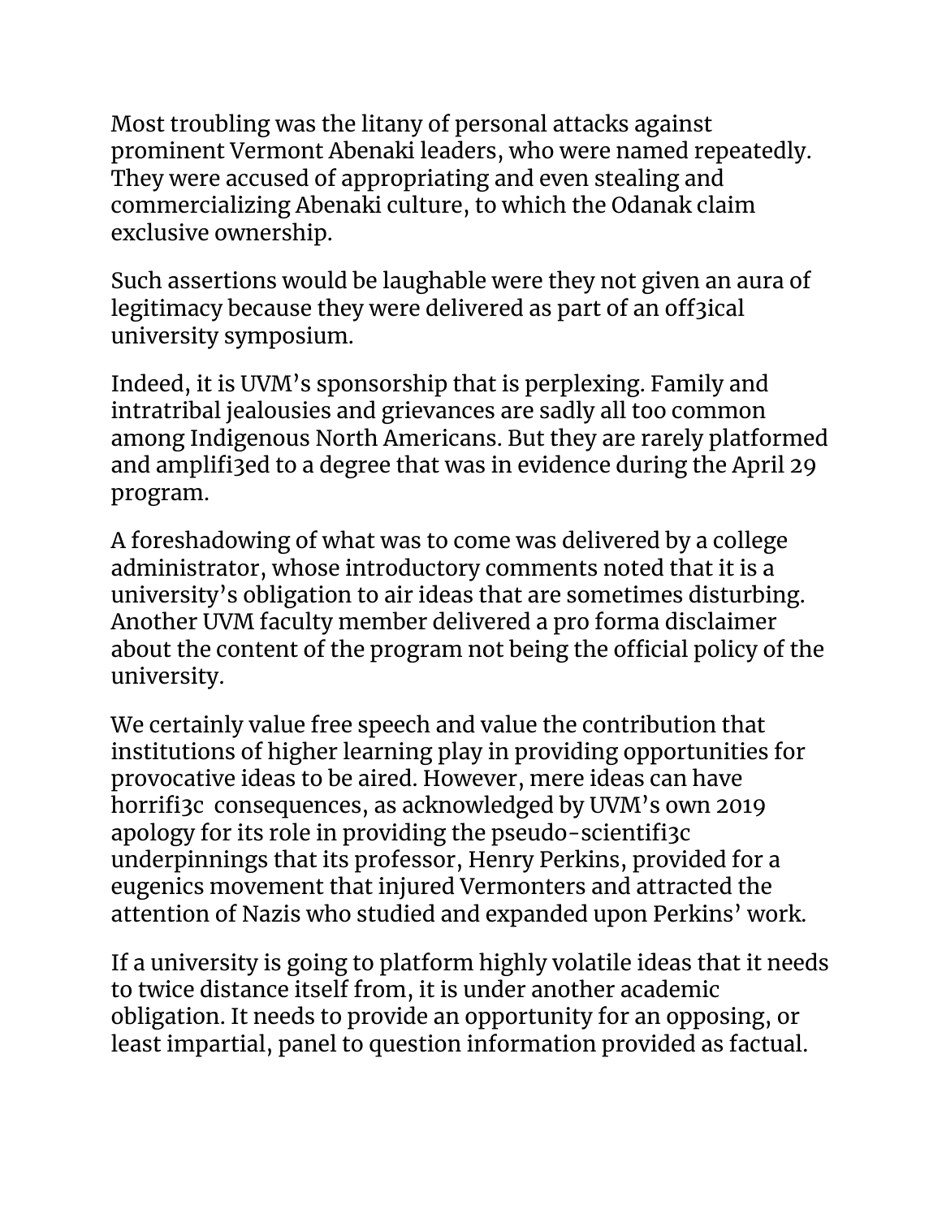Most troubling was the litany of personal attacks against prominent Vermont Abenaki leaders, who were named repeatedly. They were accused of appropriating and even stealing and commercializing Abenaki culture, to which the Odanak claim exclusive ownership.

Such assertions would be laughable were they not given an aura of legitimacy because they were delivered as part of an off3ical university symposium.

Indeed, it is UVM's sponsorship that is perplexing. Family and intratribal jealousies and grievances are sadly all too common among Indigenous North Americans. But they are rarely platformed and amplifi3ed to a degree that was in evidence during the April 29 program.

A foreshadowing of what was to come was delivered by a college administrator, whose introductory comments noted that it is a university's obligation to air ideas that are sometimes disturbing. Another UVM faculty member delivered a pro forma disclaimer about the content of the program not being the official policy of the university.

We certainly value free speech and value the contribution that institutions of higher learning play in providing opportunities for provocative ideas to be aired. However, mere ideas can have horrifi3c consequences, as acknowledged by UVM's own 2019 apology for its role in providing the pseudo-scientifi3c underpinnings that its professor, Henry Perkins, provided for a eugenics movement that injured Vermonters and attracted the attention of Nazis who studied and expanded upon Perkins' work.

If a university is going to platform highly volatile ideas that it needs to twice distance itself from, it is under another academic obligation. It needs to provide an opportunity for an opposing, or least impartial, panel to question information provided as factual.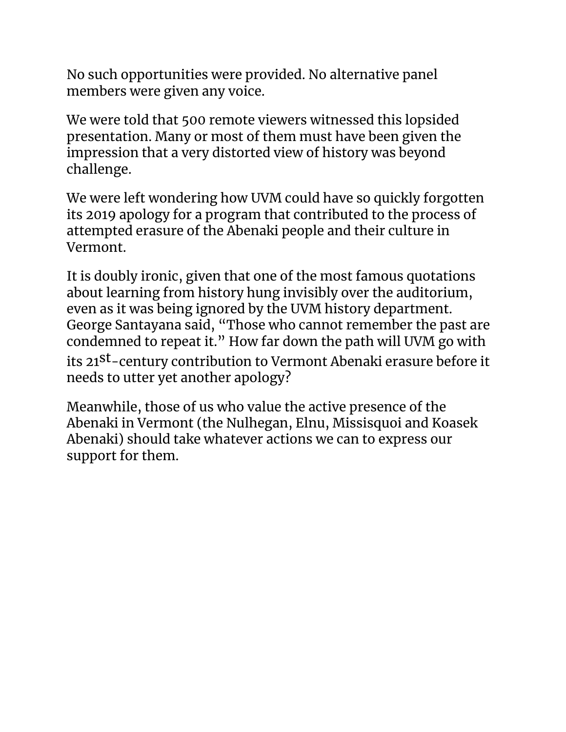No such opportunities were provided. No alternative panel members were given any voice.

We were told that 500 remote viewers witnessed this lopsided presentation. Many or most of them must have been given the impression that a very distorted view of history was beyond challenge.

We were left wondering how UVM could have so quickly forgotten its 2019 apology for a program that contributed to the process of attempted erasure of the Abenaki people and their culture in Vermont.

It is doubly ironic, given that one of the most famous quotations about learning from history hung invisibly over the auditorium, even as it was being ignored by the UVM history department. George Santayana said, "Those who cannot remember the past are condemned to repeat it." How far down the path will UVM go with its 21st-century contribution to Vermont Abenaki erasure before it needs to utter yet another apology?

Meanwhile, those of us who value the active presence of the Abenaki in Vermont (the Nulhegan, Elnu, Missisquoi and Koasek Abenaki) should take whatever actions we can to express our support for them.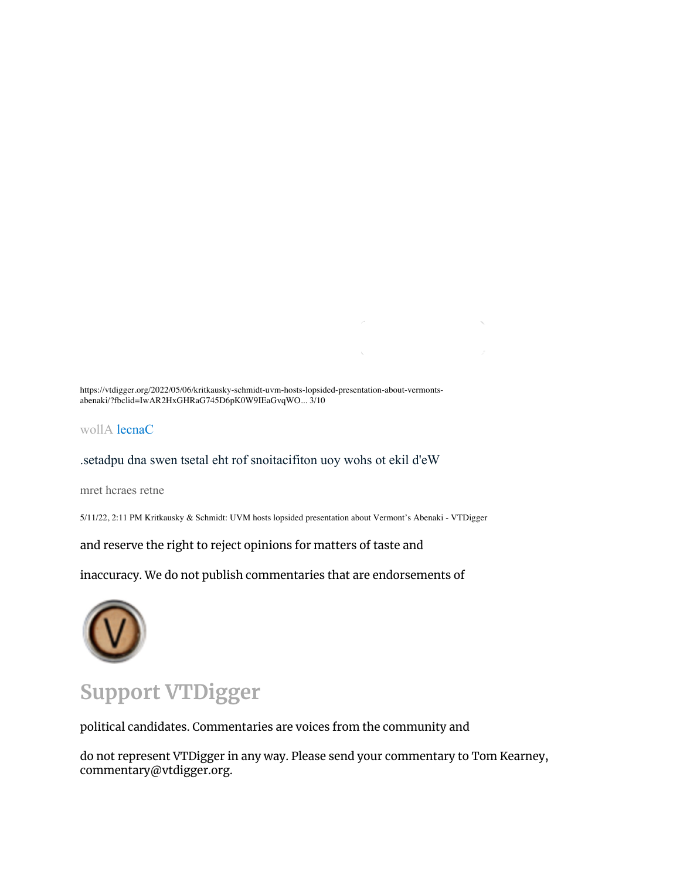wollA lecnaC

.setadpu dna swen tsetal eht rof snoitacifiton uoy wohs ot ekil d'eW

mret hcraes retne

and reserve the right to reject opinions for matters of taste and

inaccuracy. We do not publish commentaries that are endorsements of

## Support VTDigger

political candidates. Commentaries are voices from the community and

do not represent VTDigger in any way. Please send your commentary to Tom Kearney, commentary@vtdigger.org.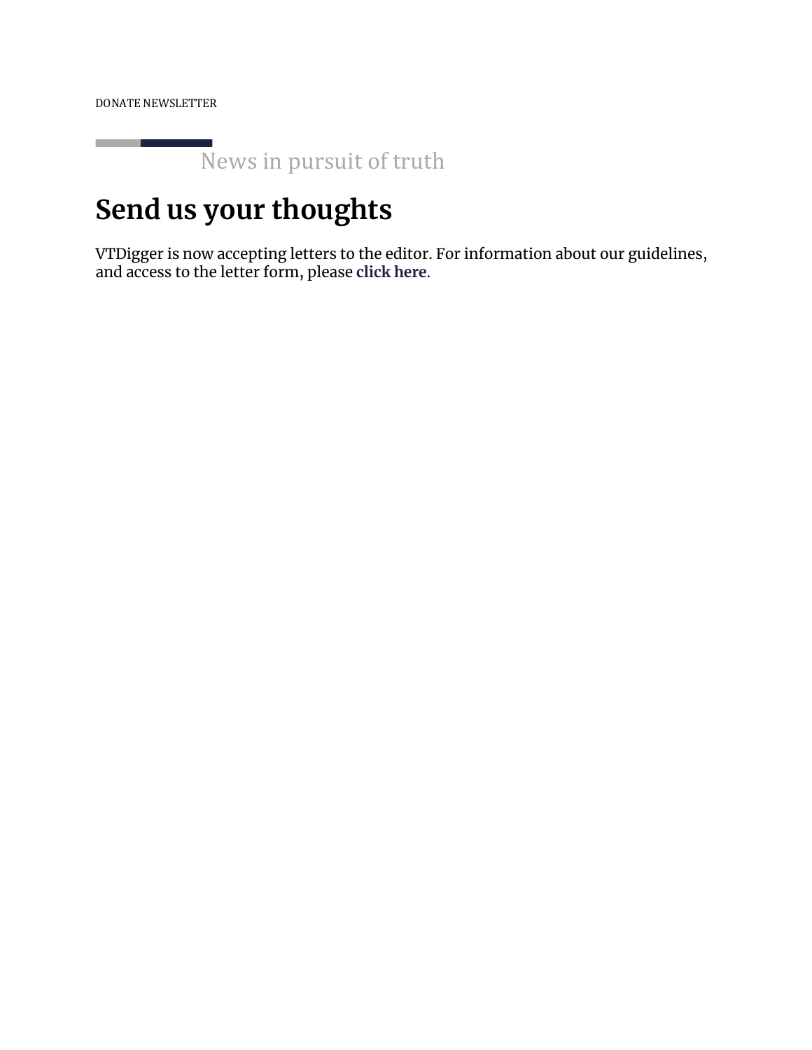DONATE NEWSLETTER

News in pursuit of truth

# Send us your thoughts

VTDigger is now accepting letters to the editor. For information about our guidelines, and access to the letter form, please **click here**.